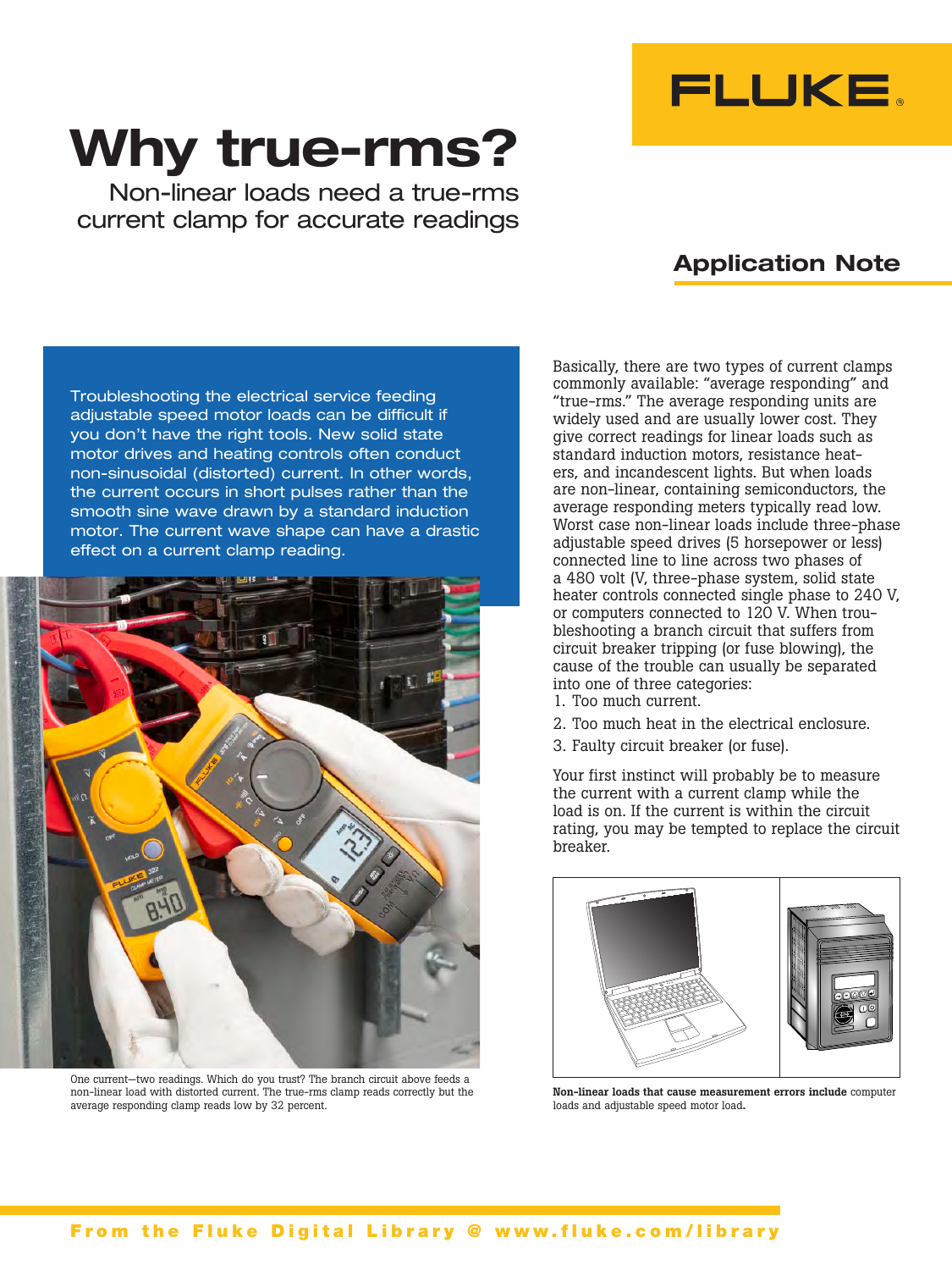FLUKE

# Why true-rms?

## Non-linear loads need a true-rms current clamp for accurate readings

**Application Note**

Troubleshooting the electrical service feeding adjustable speed motor loads can be difficult if you don't have the right tools. New solid state motor drives and heating controls often conduct non-sinusoidal (distorted) current. In other words, the current occurs in short pulses rather than the smooth sine wave drawn by a standard induction motor. The current wave shape can have a drastic effect on a current clamp reading.

One current—two readings. Which do you trust? The branch circuit above feeds a non-linear load with distorted current. The true-rms clamp reads correctly but the average responding clamp reads low by 32 percent.

Basically, there are two types of current clamps commonly available: "average responding" and "true-rms." The average responding units are widely used and are usually lower cost. They give correct readings for linear loads such as standard induction motors, resistance heaters, and incandescent lights. But when loads are non-linear, containing semiconductors, the average responding meters typically read low. Worst case non-linear loads include three-phase adjustable speed drives (5 horsepower or less) connected line to line across two phases of a 480 volt (V, three-phase system, solid state heater controls connected single phase to 240 V, or computers connected to 120 V. When troubleshooting a branch circuit that suffers from circuit breaker tripping (or fuse blowing), the cause of the trouble can usually be separated into one of three categories:

1. Too much current.
2. Too much heat in the electrical enclosure.
3. Faulty circuit breaker (or fuse).

Your first instinct will probably be to measure the current with a current clamp while the load is on. If the current is within the circuit rating, you may be tempted to replace the circuit breaker.

**Non-linear loads that cause measurement errors include** computer loads and adjustable speed motor load**.**

From the Fluke Digital Library @ www.fluke.com/library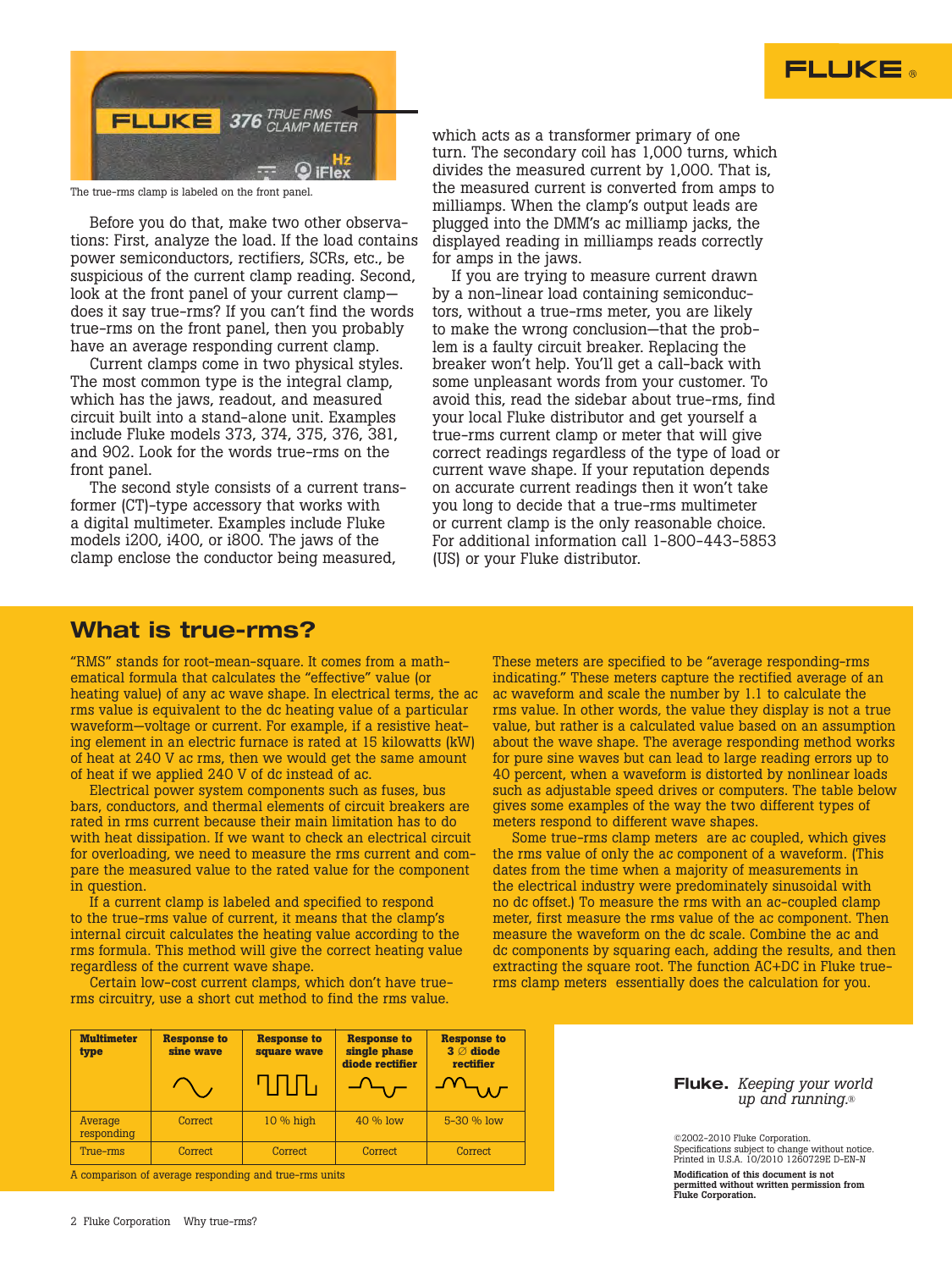The true-rms clamp is labeled on the front panel.

Before you do that, make two other observations: First, analyze the load. If the load contains power semiconductors, rectifiers, SCRs, etc., be suspicious of the current clamp reading. Second, look at the front panel of your current clamp—does it say true-rms? If you can't find the words true-rms on the front panel, then you probably have an average responding current clamp.

Current clamps come in two physical styles. The most common type is the integral clamp, which has the jaws, readout, and measured circuit built into a stand-alone unit. Examples include Fluke models 373, 374, 375, 376, 381, and 902. Look for the words true-rms on the front panel.

The second style consists of a current transformer (CT)-type accessory that works with a digital multimeter. Examples include Fluke models i200, i400, or i800. The jaws of the clamp enclose the conductor being measured, which acts as a transformer primary of one turn. The secondary coil has 1,000 turns, which divides the measured current by 1,000. That is, the measured current is converted from amps to milliamps. When the clamp's output leads are plugged into the DMM's ac milliamp jacks, the displayed reading in milliamps reads correctly for amps in the jaws.

If you are trying to measure current drawn by a non-linear load containing semiconductors, without a true-rms meter, you are likely to make the wrong conclusion—that the problem is a faulty circuit breaker. Replacing the breaker won't help. You'll get a call-back with some unpleasant words from your customer. To avoid this, read the sidebar about true-rms, find your local Fluke distributor and get yourself a true-rms current clamp or meter that will give correct readings regardless of the type of load or current wave shape. If your reputation depends on accurate current readings then it won't take you long to decide that a true-rms multimeter or current clamp is the only reasonable choice. For additional information call 1-800-443-5853 (US) or your Fluke distributor.

## What is true-rms?

"RMS" stands for root-mean-square. It comes from a mathematical formula that calculates the "effective" value (or heating value) of any ac wave shape. In electrical terms, the ac rms value is equivalent to the dc heating value of a particular waveform—voltage or current. For example, if a resistive heating element in an electric furnace is rated at 15 kilowatts (kW) of heat at 240 V ac rms, then we would get the same amount of heat if we applied 240 V of dc instead of ac.

Electrical power system components such as fuses, bus bars, conductors, and thermal elements of circuit breakers are rated in rms current because their main limitation has to do with heat dissipation. If we want to check an electrical circuit for overloading, we need to measure the rms current and compare the measured value to the rated value for the component in question.

If a current clamp is labeled and specified to respond to the true-rms value of current, it means that the clamp's internal circuit calculates the heating value according to the rms formula. This method will give the correct heating value regardless of the current wave shape.

Certain low-cost current clamps, which don't have true-rms circuitry, use a short cut method to find the rms value. These meters are specified to be "average responding-rms indicating." These meters capture the rectified average of an ac waveform and scale the number by 1.1 to calculate the rms value. In other words, the value they display is not a true value, but rather is a calculated value based on an assumption about the wave shape. The average responding method works for pure sine waves but can lead to large reading errors up to 40 percent, when a waveform is distorted by nonlinear loads such as adjustable speed drives or computers. The table below gives some examples of the way the two different types of meters respond to different wave shapes.

Some true-rms clamp meters are ac coupled, which gives the rms value of only the ac component of a waveform. (This dates from the time when a majority of measurements in the electrical industry were predominately sinusoidal with no dc offset.) To measure the rms with an ac-coupled clamp meter, first measure the rms value of the ac component. Then measure the waveform on the dc scale. Combine the ac and dc components by squaring each, adding the results, and then extracting the square root. The function AC+DC in Fluke true-rms clamp meters essentially does the calculation for you.

| Multimeter type | Response to sine wave | Response to square wave | Response to single phase diode rectifier | Response to 3 ∅ diode rectifier |
|---|---|---|---|---|
| Average responding | Correct | 10 % high | 40 % low | 5-30 % low |
| True-rms | Correct | Correct | Correct | Correct |

A comparison of average responding and true-rms units

**Fluke.** *Keeping your world up and running.®*

©2002-2010 Fluke Corporation.
Specifications subject to change without notice.
Printed in U.S.A. 10/2010 1260729E D-EN-N

**Modification of this document is not permitted without written permission from Fluke Corporation.**